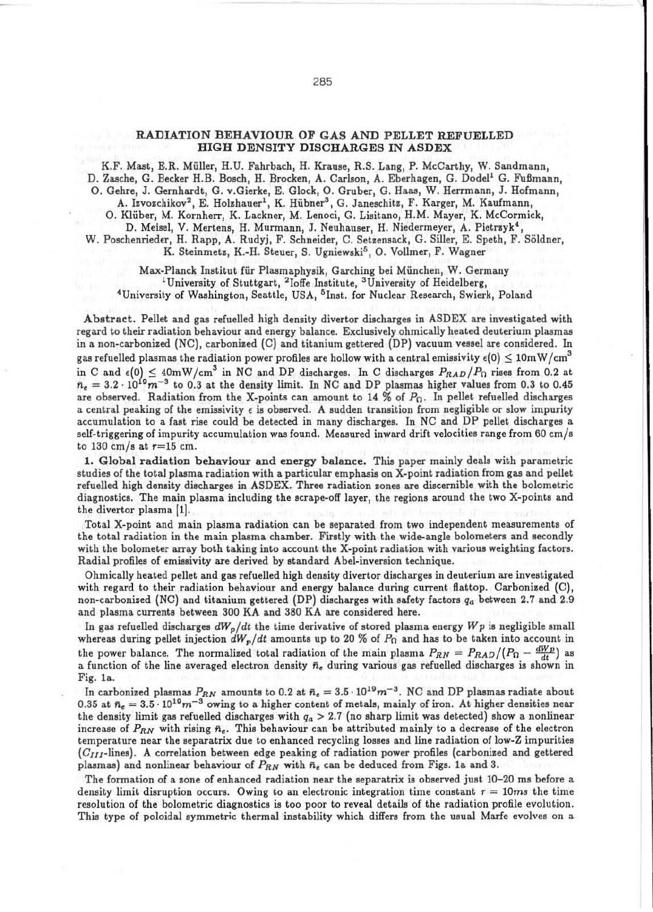# RADIATION BEHAVIOUR OF GAS AND PELLET REFUELLED HIGH DENSITY DISCHARGES IN ASDEX

K.F. Mast, E.R. Müller, H.U. Fahrbach, H. Krause, R.S. Lang, P. McCarthy, W. Sandmann, D. Zasche, G. Becker H.B. Bosch, H. Brocken, A. Carlson, A. Eberhagen, G. Dodel[1] G. Fußmann, O. Gehre, J. Gernhardt, G. v.Gierke, E. Glock, O. Gruber, G. Haas, W. Herrmann, J. Hofmann, A. Izvozchikov[2], E. Holzhauer[1], K. Hübner[3], G. Janeschitz, F. Karger, M. Kaufmann, O. Klüber, M. Kornherr, K. Lackner, M. Lenoci, G. Lisitano, H.M. Mayer, K. McCormick, D. Meisel, V. Mertens, H. Murmann, J. Neuhauser, H. Niedermeyer, A. Pietrzyk[4], W. Poschenrieder, H. Rapp, A. Rudyj, F. Schneider, C. Setzensack, G. Siller, E. Speth, F. Söldner, K. Steinmetz, K.-H. Steuer, S. Ugniewski[5], O. Vollmer, F. Wagner

Max-Planck Institut für Plasmaphysik, Garching bei München, W. Germany
[1]University of Stuttgart, [2]Ioffe Institute, [3]University of Heidelberg,
[4]University of Washington, Seattle, USA, [5]Inst. for Nuclear Research, Swierk, Poland

**Abstract.** Pellet and gas refuelled high density divertor discharges in ASDEX are investigated with regard to their radiation behaviour and energy balance. Exclusively ohmically heated deuterium plasmas in a non-carbonized (NC), carbonized (C) and titanium gettered (DP) vacuum vessel are considered. In gas refuelled plasmas the radiation power profiles are hollow with a central emissivity $\epsilon(0) \leq 10\text{mW/cm}^3$ in C and $\epsilon(0) \leq 40\text{mW/cm}^3$ in NC and DP discharges. In C discharges $P_{RAD}/P_\Omega$ rises from 0.2 at $\bar{n}_e = 3.2 \cdot 10^{19} m^{-3}$ to 0.3 at the density limit. In NC and DP plasmas higher values from 0.3 to 0.45 are observed. Radiation from the X-points can amount to 14 % of $P_\Omega$. In pellet refuelled discharges a central peaking of the emissivity $\epsilon$ is observed. A sudden transition from negligible or slow impurity accumulation to a fast rise could be detected in many discharges. In NC and DP pellet discharges a self-triggering of impurity accumulation was found. Measured inward drift velocities range from 60 cm/s to 130 cm/s at r=15 cm.

**1. Global radiation behaviour and energy balance.** This paper mainly deals with parametric studies of the total plasma radiation with a particular emphasis on X-point radiation from gas and pellet refuelled high density discharges in ASDEX. Three radiation zones are discernible with the bolometric diagnostics. The main plasma including the scrape-off layer, the regions around the two X-points and the divertor plasma [1].

Total X-point and main plasma radiation can be separated from two independent measurements of the total radiation in the main plasma chamber. Firstly with the wide-angle bolometers and secondly with the bolometer array both taking into account the X-point radiation with various weighting factors. Radial profiles of emissivity are derived by standard Abel-inversion technique.

Ohmically heated pellet and gas refuelled high density divertor discharges in deuterium are investigated with regard to their radiation behaviour and energy balance during current flattop. Carbonized (C), non-carbonized (NC) and titanium gettered (DP) discharges with safety factors $q_a$ between 2.7 and 2.9 and plasma currents between 300 KA and 380 KA are considered here.

In gas refuelled discharges $dW_p/dt$ the time derivative of stored plasma energy $Wp$ is negligible small whereas during pellet injection $dW_p/dt$ amounts up to 20 % of $P_\Omega$ and has to be taken into account in the power balance. The normalized total radiation of the main plasma $P_{RN} = P_{RAD}/(P_\Omega - \frac{dW_P}{dt})$ as a function of the line averaged electron density $\bar{n}_e$ during various gas refuelled discharges is shown in Fig. 1a.

In carbonized plasmas $P_{RN}$ amounts to 0.2 at $\bar{n}_e = 3.5 \cdot 10^{19} m^{-3}$. NC and DP plasmas radiate about 0.35 at $\bar{n}_e = 3.5 \cdot 10^{19} m^{-3}$ owing to a higher content of metals, mainly of iron. At higher densities near the density limit gas refuelled discharges with $q_a > 2.7$ (no sharp limit was detected) show a nonlinear increase of $P_{RN}$ with rising $\bar{n}_e$. This behaviour can be attributed mainly to a decrease of the electron temperature near the separatrix due to enhanced recycling losses and line radiation of low-Z impurities ($C_{III}$-lines). A correlation between edge peaking of radiation power profiles (carbonized and gettered plasmas) and nonlinear behaviour of $P_{RN}$ with $\bar{n}_e$ can be deduced from Figs. 1a and 3.

The formation of a zone of enhanced radiation near the separatrix is observed just 10–20 ms before a density limit disruption occurs. Owing to an electronic integration time constant $\tau = 10ms$ the time resolution of the bolometric diagnostics is too poor to reveal details of the radiation profile evolution. This type of poloidal symmetric thermal instability which differs from the usual Marfe evolves on a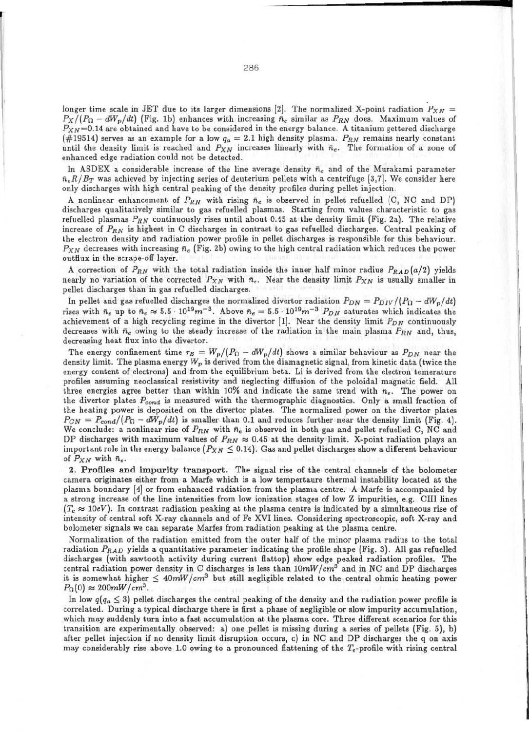longer time scale in JET due to its larger dimensions [2]. The normalized X-point radiation $P_{XN} = P_X/(P_\Omega - dW_p/dt)$ (Fig. 1b) enhances with increasing $\bar{n}_e$ similar as $P_{RN}$ does. Maximum values of $P_{XN}$=0.14 are obtained and have to be considered in the energy balance. A titanium gettered discharge (#19514) serves as an example for a low $q_a = 2.1$ high density plasma. $P_{RN}$ remains nearly constant until the density limit is reached and $P_{XN}$ increases linearly with $\bar{n}_e$. The formation of a zone of enhanced edge radiation could not be detected.

In ASDEX a considerable increase of the line average density $\bar{n}_e$ and of the Murakami parameter $\bar{n}_e R/B_T$ was achieved by injecting series of deuterium pellets with a centrifuge [3,7]. We consider here only discharges with high central peaking of the density profiles during pellet injection.

A nonlinear enhancement of $P_{RN}$ with rising $\bar{n}_e$ is observed in pellet refuelled (C, NC and DP) discharges qualitatively similar to gas refuelled plasmas. Starting from values characteristic to gas refuelled plasmas $P_{RN}$ continuously rises until about 0.45 at the density limit (Fig. 2a). The relative increase of $P_{RN}$ is highest in C discharges in contrast to gas refuelled discharges. Central peaking of the electron density and radiation power profile in pellet discharges is responsible for this behaviour. $P_{XN}$ decreases with increasing $\bar{n}_e$ (Fig. 2b) owing to the high central radiation which reduces the power outflux in the scrape-off layer.

A correction of $P_{RN}$ with the total radiation inside the inner half minor radius $P_{RAD}(a/2)$ yields nearly no variation of the corrected $P_{XN}$ with $\bar{n}_e$. Near the density limit $P_{XN}$ is usually smaller in pellet discharges than in gas refuelled discharges.

In pellet and gas refuelled discharges the normalized divertor radiation $P_{DN} = P_{DIV}/(P_\Omega - dW_p/dt)$ rises with $\bar{n}_e$ up to $\bar{n}_e \approx 5.5 \cdot 10^{19} m^{-3}$. Above $\bar{n}_e = 5.5 \cdot 10^{19} m^{-3}$ $P_{DN}$ saturates which indicates the achievement of a high recycling regime in the divertor [1]. Near the density limit $P_{DN}$ continuously decreases with $\bar{n}_e$ owing to the steady increase of the radiation in the main plasma $P_{RN}$ and, thus, decreasing heat flux into the divertor.

The energy confinement time $\tau_E = W_p/(P_\Omega - dW_p/dt)$ shows a similar behaviour as $P_{DN}$ near the density limit. The plasma energy $W_p$ is derived from the diamagnetic signal, from kinetic data (twice the energy content of electrons) and from the equilibrium beta. Li is derived from the electron temerature profiles assuming neoclassical resistivity and neglecting diffusion of the poloidal magnetic field. All three energies agree better than within 10% and indicate the same trend with $\bar{n}_e$. The power on the divertor plates $P_{cond}$ is measured with the thermographic diagnostics. Only a small fraction of the heating power is deposited on the divertor plates. The normalized power on the divertor plates $P_{CN} = P_{cond}/(P_\Omega - dW_p/dt)$ is smaller than 0.1 and reduces further near the density limit (Fig. 4). We conclude: a nonlinear rise of $P_{RN}$ with $\bar{n}_e$ is observed in both gas and pellet refuelled C, NC and DP discharges with maximum values of $P_{RN} \approx 0.45$ at the density limit. X-point radiation plays an important role in the energy balance ($P_{XN} \leq 0.14$). Gas and pellet discharges show a different behaviour of $P_{XN}$ with $\bar{n}_e$.

**2. Profiles and impurity transport.** The signal rise of the central channels of the bolometer camera originates either from a Marfe which is a low tempertaure thermal instability located at the plasma boundary [4] or from enhanced radiation from the plasma centre. A Marfe is accompanied by a strong increase of the line intensities from low ionization stages of low Z impurities, e.g. CIII lines ($T_e \approx 10eV$). In contrast radiation peaking at the plasma centre is indicated by a simultaneous rise of intensity of central soft X-ray channels and of Fe XVI lines. Considering spectroscopic, soft X-ray and bolometer signals we can separate Marfes from radiation peaking at the plasma centre.

Normalization of the radiation emitted from the outer half of the minor plasma radius to the total radiation $P_{RAD}$ yields a quantitative parameter indicating the profile shape (Fig. 3). All gas refuelled discharges (with sawtooth activity during current flattop) show edge peaked radiation profiles. The central radiation power density in C discharges is less than $10mW/cm^3$ and in NC and DP discharges it is somewhat higher $\leq 40mW/cm^3$ but still negligible related to the central ohmic heating power $P_\Omega(0) \approx 200mW/cm^3$.

In low $q(q_a \leq 3)$ pellet discharges the central peaking of the density and the radiation power profile is correlated. During a typical discharge there is first a phase of negligible or slow impurity accumulation, which may suddenly turn into a fast accumulation at the plasma core. Three different scenarios for this transition are experimentally observed: a) one pellet is missing during a series of pellets (Fig. 5), b) after pellet injection if no density limit disruption occurs, c) in NC and DP discharges the q on axis may considerably rise above 1.0 owing to a pronounced flattening of the $T_e$-profile with rising central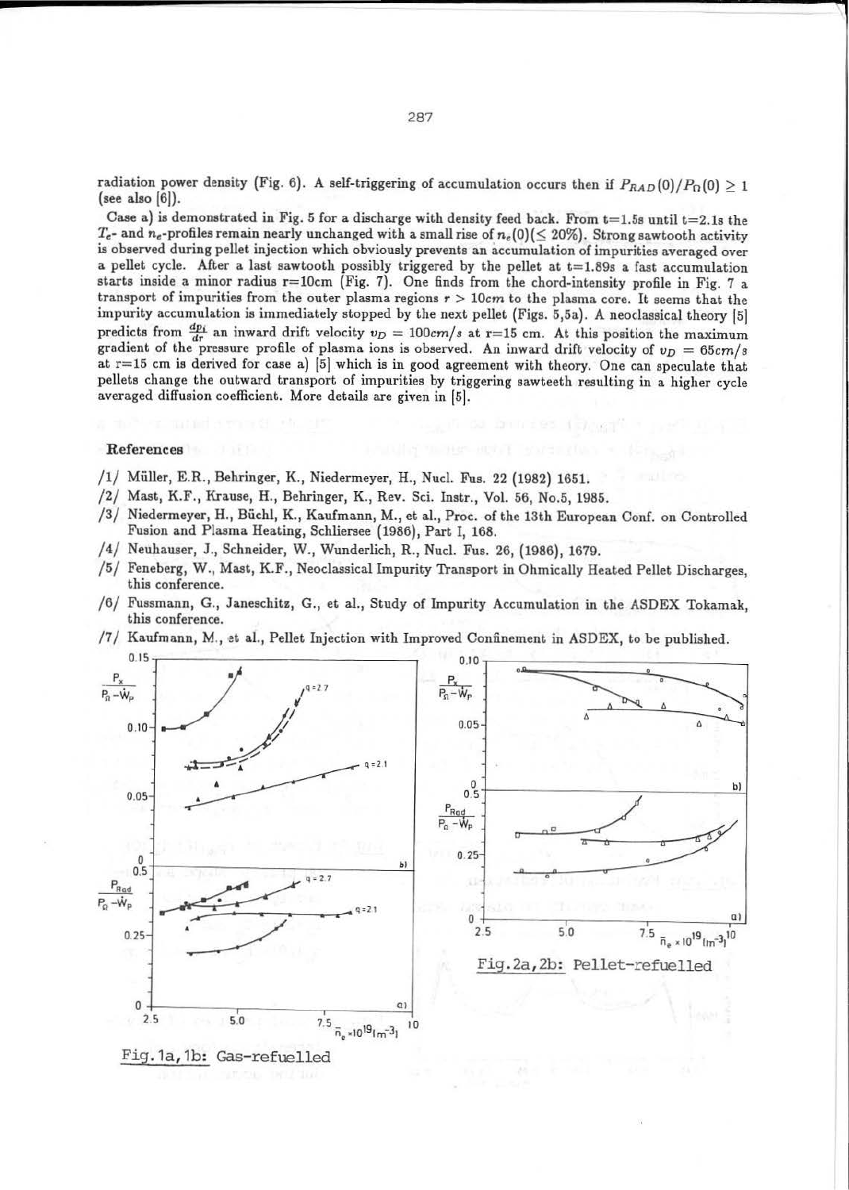radiation power density (Fig. 6). A self-triggering of accumulation occurs then if $P_{RAD}(0)/P_{\Omega}(0) \geq 1$ (see also [6]).

Case a) is demonstrated in Fig. 5 for a discharge with density feed back. From t=1.5s until t=2.1s the $T_e$- and $n_e$-profiles remain nearly unchanged with a small rise of $n_e(0)(\leq 20\%)$. Strong sawtooth activity is observed during pellet injection which obviously prevents an accumulation of impurities averaged over a pellet cycle. After a last sawtooth possibly triggered by the pellet at t=1.89s a fast accumulation starts inside a minor radius r=10cm (Fig. 7). One finds from the chord-intensity profile in Fig. 7 a transport of impurities from the outer plasma regions $r > 10cm$ to the plasma core. It seems that the impurity accumulation is immediately stopped by the next pellet (Figs. 5,5a). A neoclassical theory [5] predicts from $\frac{dp_i}{dr}$ an inward drift velocity $v_D = 100cm/s$ at r=15 cm. At this position the maximum gradient of the pressure profile of plasma ions is observed. An inward drift velocity of $v_D = 65cm/s$ at r=15 cm is derived for case a) [5] which is in good agreement with theory. One can speculate that pellets change the outward transport of impurities by triggering sawteeth resulting in a higher cycle averaged diffusion coefficient. More details are given in [5].

**References**

/1/ Müller, E.R., Behringer, K., Niedermeyer, H., Nucl. Fus. 22 (1982) 1651.

/2/ Mast, K.F., Krause, H., Behringer, K., Rev. Sci. Instr., Vol. 56, No.5, 1985.

/3/ Niedermeyer, H., Büchl, K., Kaufmann, M., et al., Proc. of the 13th European Conf. on Controlled Fusion and Plasma Heating, Schliersee (1986), Part I, 168.

/4/ Neuhauser, J., Schneider, W., Wunderlich, R., Nucl. Fus. 26, (1986), 1679.

/5/ Feneberg, W., Mast, K.F., Neoclassical Impurity Transport in Ohmically Heated Pellet Discharges, this conference.

/6/ Fussmann, G., Janeschitz, G., et al., Study of Impurity Accumulation in the ASDEX Tokamak, this conference.

/7/ Kaufmann, M., et al., Pellet Injection with Improved Confinement in ASDEX, to be published.

Fig. 1a, 1b: Gas-refuelled

Fig. 2a, 2b: Pellet-refuelled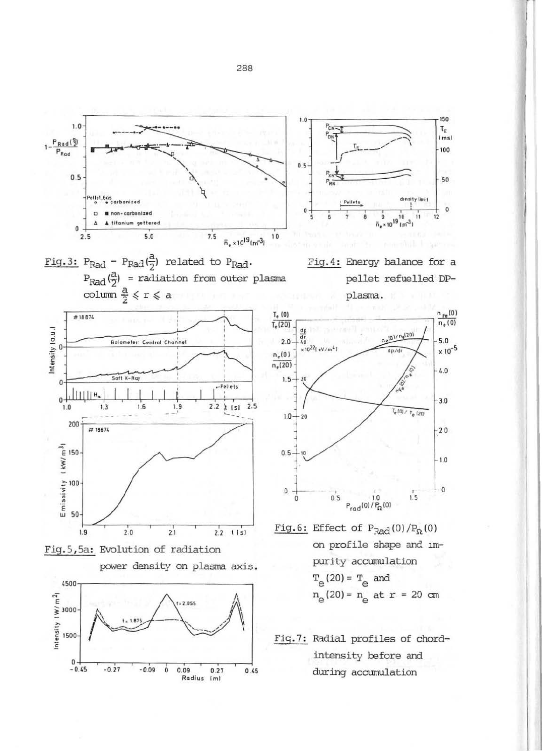1.0

$1-\frac{P_{Rad}(\frac{a}{2})}{P_{Rad}}$

0.5

Pellet, Gas

○ ● carbonized

□ ■ non-carbonized

△ ▲ titanium gettered

0

2.5 5.0 7.5 10

$\bar{n}_e \times 10^{19} (m^{-3})$

Fig.3: $P_{Rad} - P_{Rad}(\frac{a}{2})$ related to $P_{Rad}$. $P_{Rad}(\frac{a}{2})$ = radiation from outer plasma column $\frac{a}{2} \leqslant r \leqslant a$

1.0

$P_{CN}$

$P_{DN}$

$\tau_E$

0.5

$P_{XN}$

$P_{RN}$

0

Pellets

density limit

5 6 7 8 9 10 11 12

$\bar{n}_e \times 10^{19} (m^{-3})$

150

$\tau_E$ (ms)

100

50

0

Fig.4: Energy balance for a pellet refuelled DP-plasma.

# 18874

Intensity (a.u.)

Bolometer: Central Channel

Soft X-Ray

$H_\alpha$

Pellets

1.0 1.3 1.6 1.9 2.2 t (s) 2.5

200

# 18874

Emissivity (kW/m³)

150

100

50

1.9 2.0 2.1 2.2 t (s)

Fig.5,5a: Evolution of radiation power density on plasma axis.

$\frac{T_e(0)}{T_e(20)}$

$\frac{dp}{dr}$ $\times 10^{22}$ (eV/m⁴)

2.0 — 40

$\frac{n_e(0)}{n_e(20)}$

1.5 — 30

1.0 — 20

0.5 — 10

0

$n_e(0)/n_e(20)$

dp/dr

$n_{Fe}(0)/n_e(0)$

$T_e(0)/T_e(20)$

0 0.5 1.0 1.5

$P_{rad}(0)/P_\Omega(0)$

$\frac{n_{Fe}(0)}{n_e(0)}$

5.0 $\times 10^{-5}$

4.0

3.0

2.0

1.0

0

Fig.6: Effect of $P_{Rad}(0)/P_\Omega(0)$ on profile shape and impurity accumulation $T_e(20) = T_e$ and $n_e(20) = n_e$ at r = 20 cm

4500

Intensity (W/m²)

3000

1500

0

t = 2.055

t = 1.875

-0.45 -0.27 -0.09 0 0.09 0.27 0.45

Radius (m)

Fig.7: Radial profiles of chord-intensity before and during accumulation